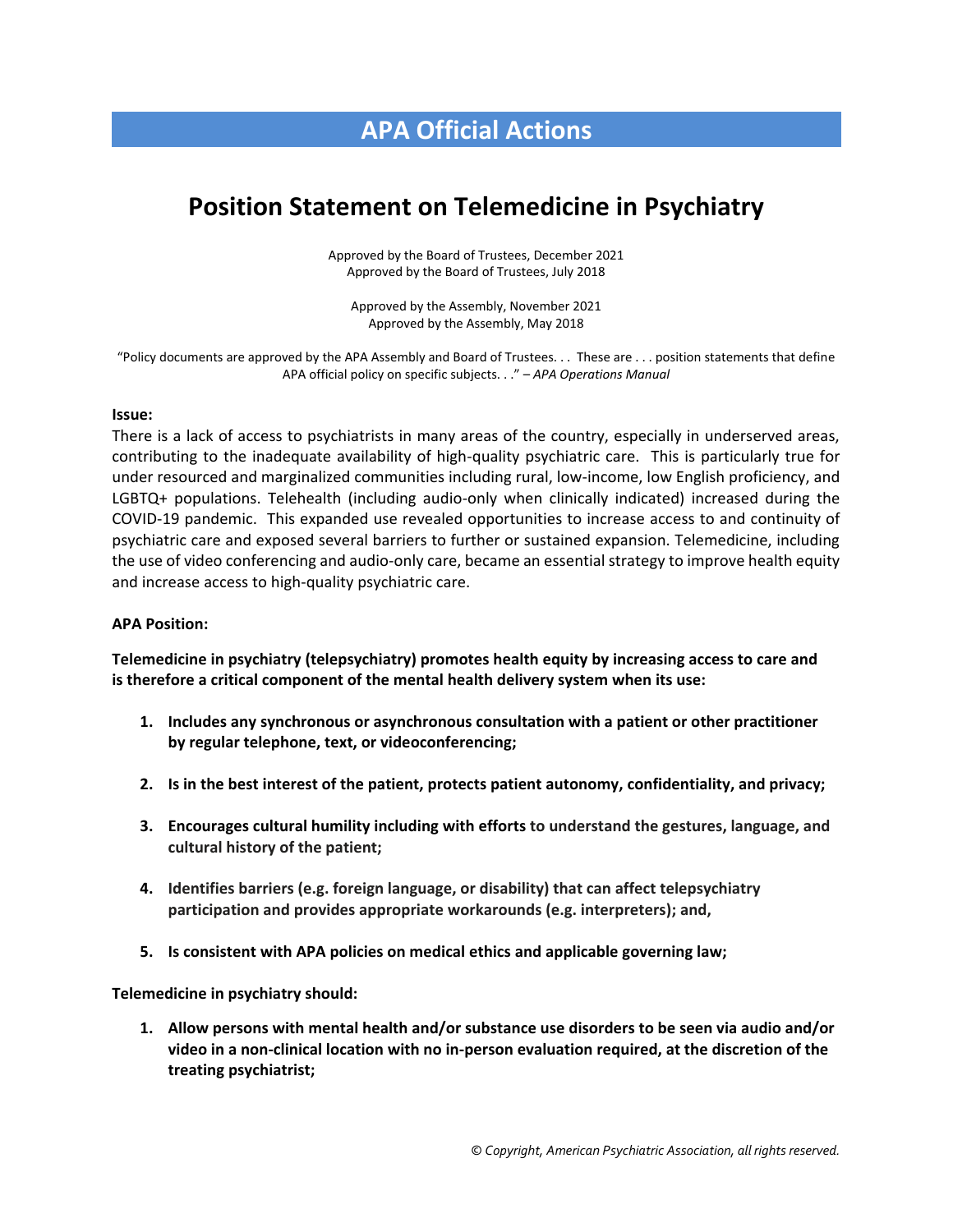# APA Official Actions

## Position Statement on Telemedicine in Psychiatry

Approved by the Board of Trustees, December 2021
Approved by the Board of Trustees, July 2018

Approved by the Assembly, November 2021
Approved by the Assembly, May 2018

"Policy documents are approved by the APA Assembly and Board of Trustees. . . These are . . . position statements that define APA official policy on specific subjects. . ." – *APA Operations Manual*

**Issue:**

There is a lack of access to psychiatrists in many areas of the country, especially in underserved areas, contributing to the inadequate availability of high-quality psychiatric care. This is particularly true for under resourced and marginalized communities including rural, low-income, low English proficiency, and LGBTQ+ populations. Telehealth (including audio-only when clinically indicated) increased during the COVID-19 pandemic. This expanded use revealed opportunities to increase access to and continuity of psychiatric care and exposed several barriers to further or sustained expansion. Telemedicine, including the use of video conferencing and audio-only care, became an essential strategy to improve health equity and increase access to high-quality psychiatric care.

**APA Position:**

**Telemedicine in psychiatry (telepsychiatry) promotes health equity by increasing access to care and is therefore a critical component of the mental health delivery system when its use:**

1. **Includes any synchronous or asynchronous consultation with a patient or other practitioner by regular telephone, text, or videoconferencing;**
2. **Is in the best interest of the patient, protects patient autonomy, confidentiality, and privacy;**
3. **Encourages cultural humility including with efforts to understand the gestures, language, and cultural history of the patient;**
4. **Identifies barriers (e.g. foreign language, or disability) that can affect telepsychiatry participation and provides appropriate workarounds (e.g. interpreters); and,**
5. **Is consistent with APA policies on medical ethics and applicable governing law;**

**Telemedicine in psychiatry should:**

1. **Allow persons with mental health and/or substance use disorders to be seen via audio and/or video in a non-clinical location with no in-person evaluation required, at the discretion of the treating psychiatrist;**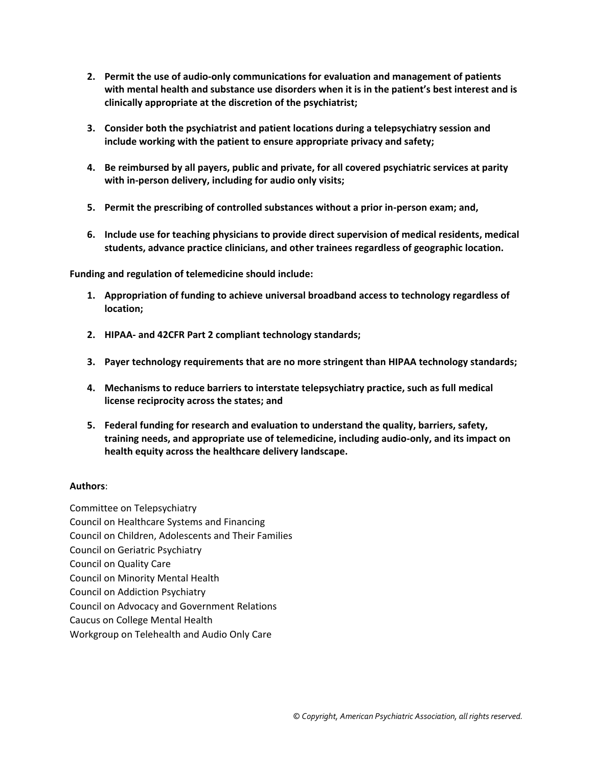2. **Permit the use of audio-only communications for evaluation and management of patients with mental health and substance use disorders when it is in the patient's best interest and is clinically appropriate at the discretion of the psychiatrist;**

3. **Consider both the psychiatrist and patient locations during a telepsychiatry session and include working with the patient to ensure appropriate privacy and safety;**

4. **Be reimbursed by all payers, public and private, for all covered psychiatric services at parity with in-person delivery, including for audio only visits;**

5. **Permit the prescribing of controlled substances without a prior in-person exam; and,**

6. **Include use for teaching physicians to provide direct supervision of medical residents, medical students, advance practice clinicians, and other trainees regardless of geographic location.**

**Funding and regulation of telemedicine should include:**

1. **Appropriation of funding to achieve universal broadband access to technology regardless of location;**

2. **HIPAA- and 42CFR Part 2 compliant technology standards;**

3. **Payer technology requirements that are no more stringent than HIPAA technology standards;**

4. **Mechanisms to reduce barriers to interstate telepsychiatry practice, such as full medical license reciprocity across the states; and**

5. **Federal funding for research and evaluation to understand the quality, barriers, safety, training needs, and appropriate use of telemedicine, including audio-only, and its impact on health equity across the healthcare delivery landscape.**

**Authors**:

Committee on Telepsychiatry
Council on Healthcare Systems and Financing
Council on Children, Adolescents and Their Families
Council on Geriatric Psychiatry
Council on Quality Care
Council on Minority Mental Health
Council on Addiction Psychiatry
Council on Advocacy and Government Relations
Caucus on College Mental Health
Workgroup on Telehealth and Audio Only Care

*© Copyright, American Psychiatric Association, all rights reserved.*